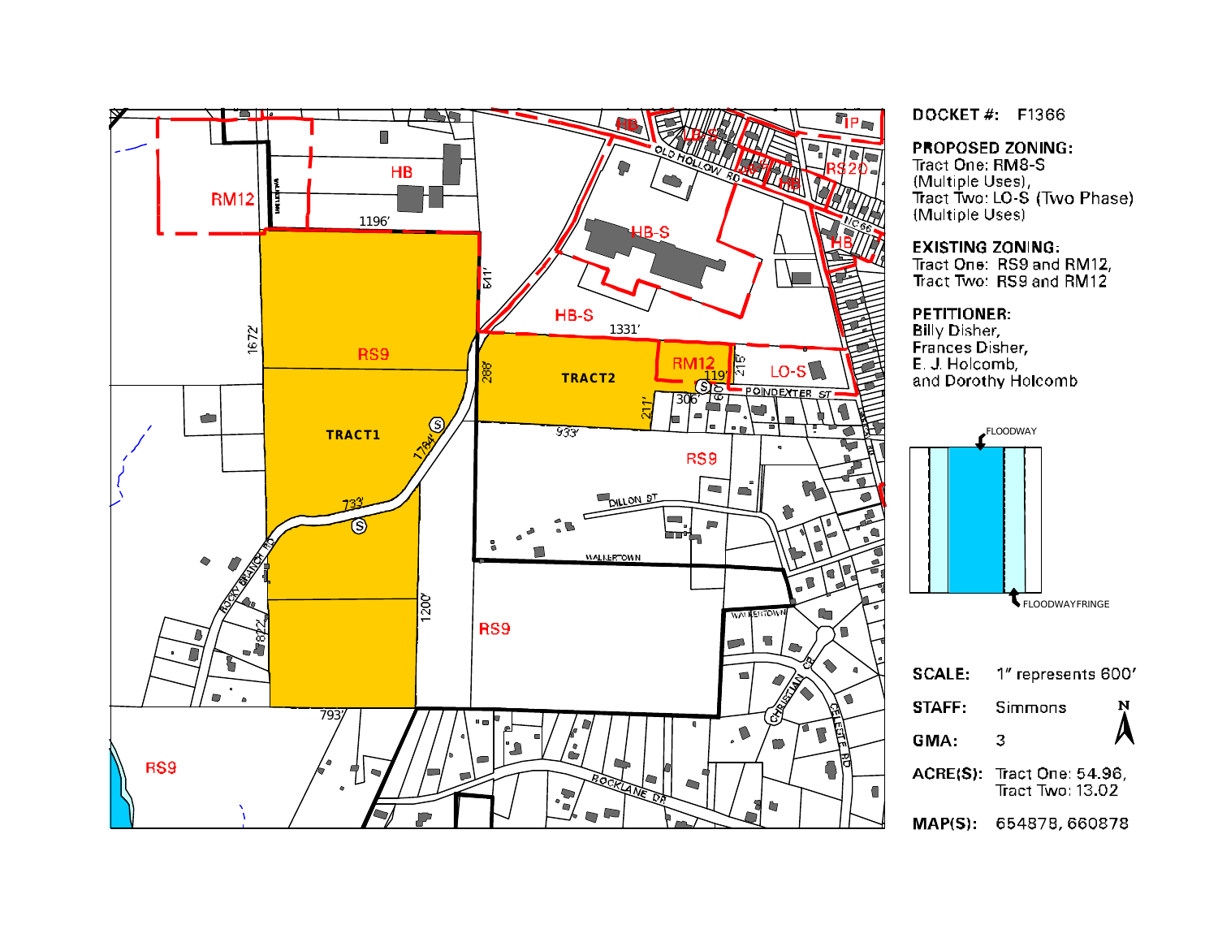**DOCKET #:** F1366

**PROPOSED ZONING:**
Tract One: RM8-S (Multiple Uses),
Tract Two: LO-S (Two Phase) (Multiple Uses)

**EXISTING ZONING:**
Tract One: RS9 and RM12,
Tract Two: RS9 and RM12

**PETITIONER:**
Billy Disher,
Frances Disher,
E. J. Holcomb,
and Dorothy Holcomb

FLOODWAY

FLOODWAYFRINGE

**SCALE:** 1" represents 600'

**STAFF:** Simmons

**GMA:** 3

**ACRE(S):** Tract One: 54.96, Tract Two: 13.02

**MAP(S):** 654878, 660878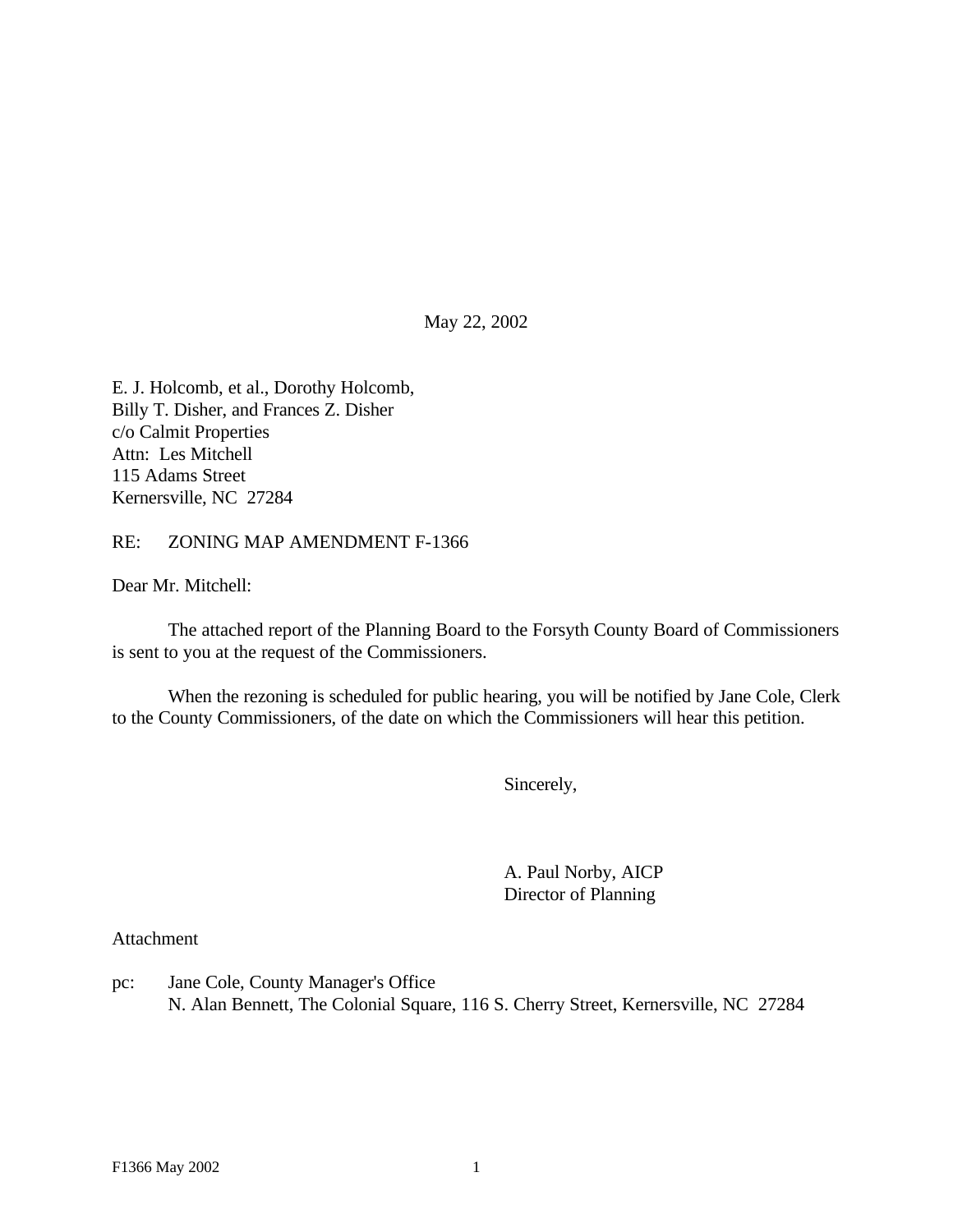May 22, 2002

E. J. Holcomb, et al., Dorothy Holcomb,
Billy T. Disher, and Frances Z. Disher
c/o Calmit Properties
Attn: Les Mitchell
115 Adams Street
Kernersville, NC 27284

RE: ZONING MAP AMENDMENT F-1366

Dear Mr. Mitchell:

The attached report of the Planning Board to the Forsyth County Board of Commissioners is sent to you at the request of the Commissioners.

When the rezoning is scheduled for public hearing, you will be notified by Jane Cole, Clerk to the County Commissioners, of the date on which the Commissioners will hear this petition.

Sincerely,

A. Paul Norby, AICP
Director of Planning

Attachment

pc: Jane Cole, County Manager's Office
N. Alan Bennett, The Colonial Square, 116 S. Cherry Street, Kernersville, NC 27284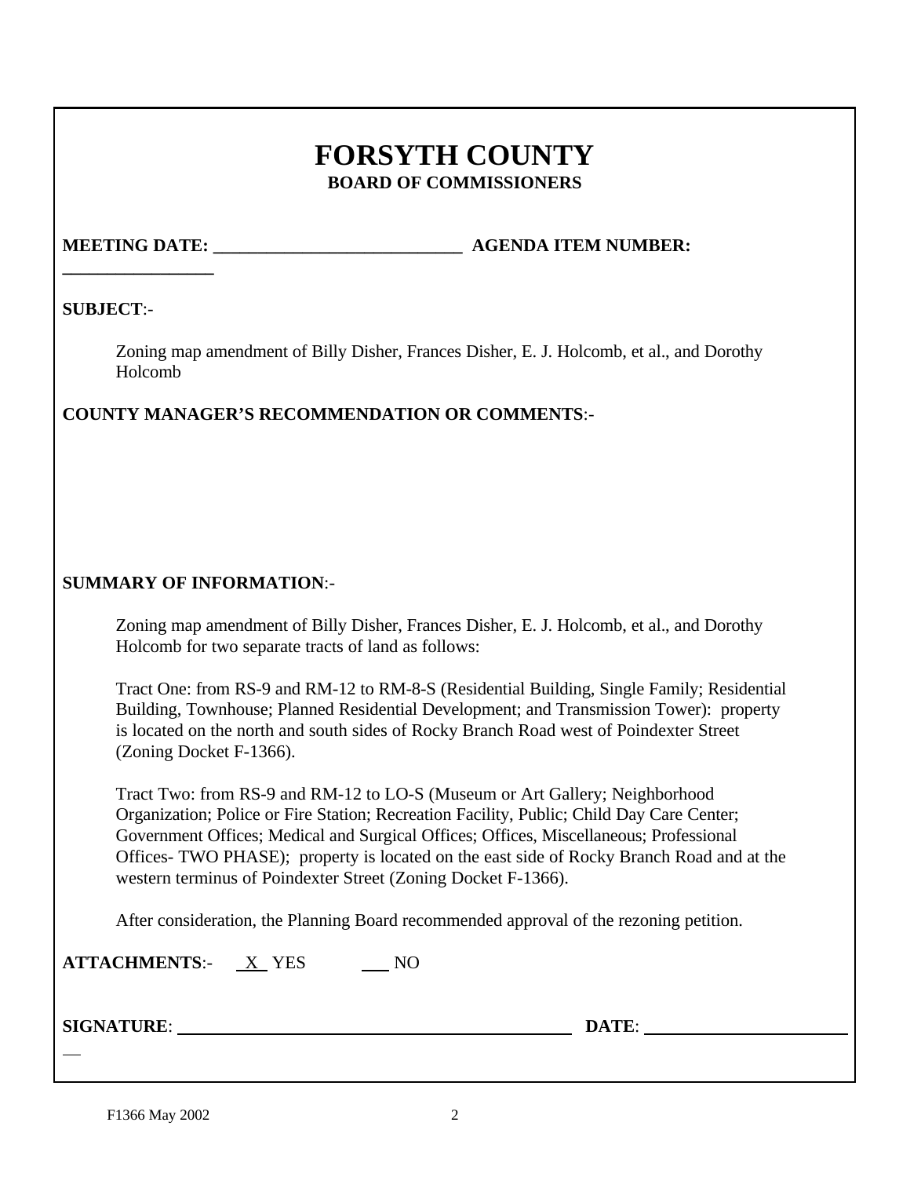# FORSYTH COUNTY

## BOARD OF COMMISSIONERS

**MEETING DATE:** ____________________________ **AGENDA ITEM NUMBER:** _________________

**SUBJECT**:-

Zoning map amendment of Billy Disher, Frances Disher, E. J. Holcomb, et al., and Dorothy Holcomb

**COUNTY MANAGER'S RECOMMENDATION OR COMMENTS**:-

**SUMMARY OF INFORMATION**:-

Zoning map amendment of Billy Disher, Frances Disher, E. J. Holcomb, et al., and Dorothy Holcomb for two separate tracts of land as follows:

Tract One: from RS-9 and RM-12 to RM-8-S (Residential Building, Single Family; Residential Building, Townhouse; Planned Residential Development; and Transmission Tower): property is located on the north and south sides of Rocky Branch Road west of Poindexter Street (Zoning Docket F-1366).

Tract Two: from RS-9 and RM-12 to LO-S (Museum or Art Gallery; Neighborhood Organization; Police or Fire Station; Recreation Facility, Public; Child Day Care Center; Government Offices; Medical and Surgical Offices; Offices, Miscellaneous; Professional Offices- TWO PHASE); property is located on the east side of Rocky Branch Road and at the western terminus of Poindexter Street (Zoning Docket F-1366).

After consideration, the Planning Board recommended approval of the rezoning petition.

**ATTACHMENTS**:- X YES ___ NO

**SIGNATURE**: ______________________________ **DATE**: ____________________

F1366 May 2002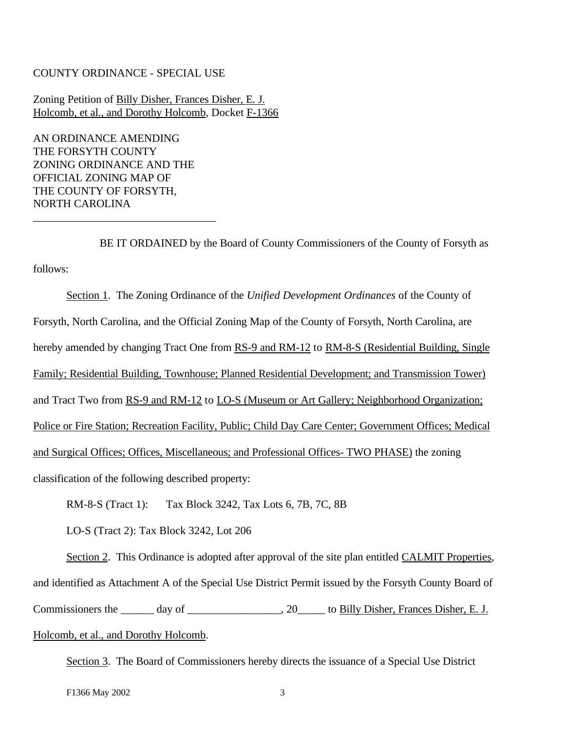COUNTY ORDINANCE - SPECIAL USE

Zoning Petition of Billy Disher, Frances Disher, E. J. Holcomb, et al., and Dorothy Holcomb, Docket F-1366

AN ORDINANCE AMENDING THE FORSYTH COUNTY ZONING ORDINANCE AND THE OFFICIAL ZONING MAP OF THE COUNTY OF FORSYTH, NORTH CAROLINA

---

BE IT ORDAINED by the Board of County Commissioners of the County of Forsyth as follows:

Section 1. The Zoning Ordinance of the *Unified Development Ordinances* of the County of Forsyth, North Carolina, and the Official Zoning Map of the County of Forsyth, North Carolina, are hereby amended by changing Tract One from RS-9 and RM-12 to RM-8-S (Residential Building, Single Family; Residential Building, Townhouse; Planned Residential Development; and Transmission Tower) and Tract Two from RS-9 and RM-12 to LO-S (Museum or Art Gallery; Neighborhood Organization; Police or Fire Station; Recreation Facility, Public; Child Day Care Center; Government Offices; Medical and Surgical Offices; Offices, Miscellaneous; and Professional Offices- TWO PHASE) the zoning classification of the following described property:

RM-8-S (Tract 1): Tax Block 3242, Tax Lots 6, 7B, 7C, 8B

LO-S (Tract 2): Tax Block 3242, Lot 206

Section 2. This Ordinance is adopted after approval of the site plan entitled CALMIT Properties, and identified as Attachment A of the Special Use District Permit issued by the Forsyth County Board of Commissioners the ______ day of _________________, 20_____ to Billy Disher, Frances Disher, E. J. Holcomb, et al., and Dorothy Holcomb.

Section 3. The Board of Commissioners hereby directs the issuance of a Special Use District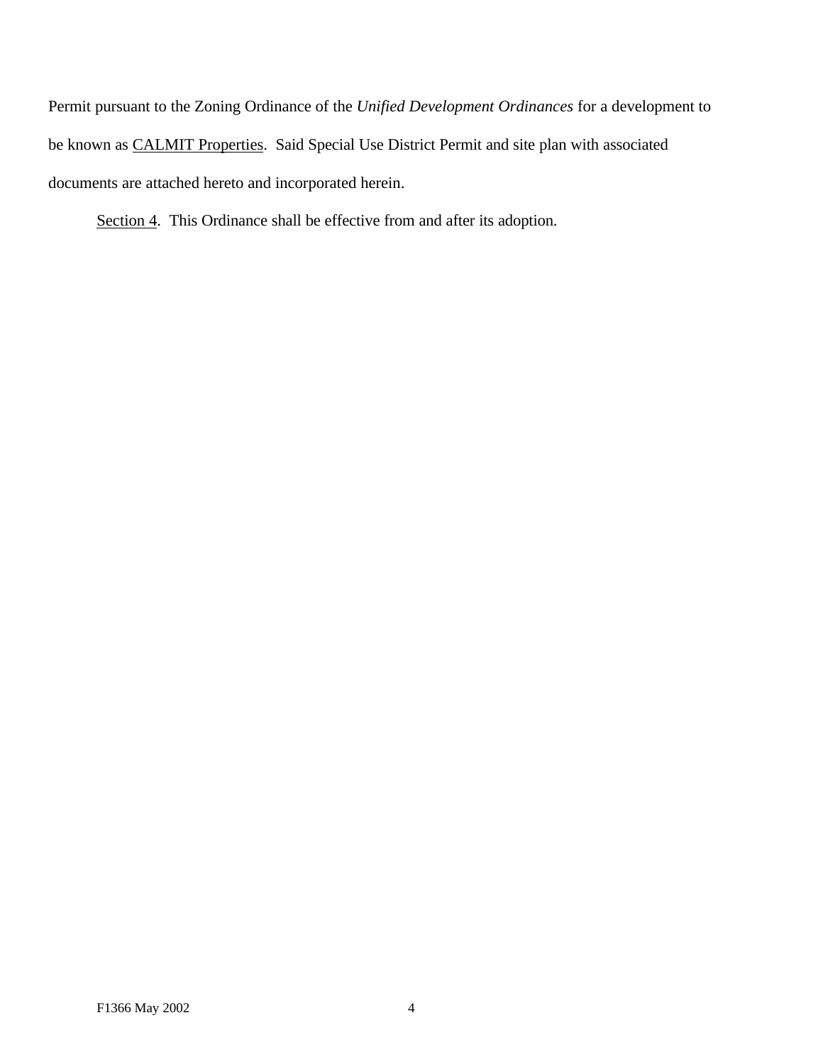Permit pursuant to the Zoning Ordinance of the *Unified Development Ordinances* for a development to be known as CALMIT Properties. Said Special Use District Permit and site plan with associated documents are attached hereto and incorporated herein.

Section 4. This Ordinance shall be effective from and after its adoption.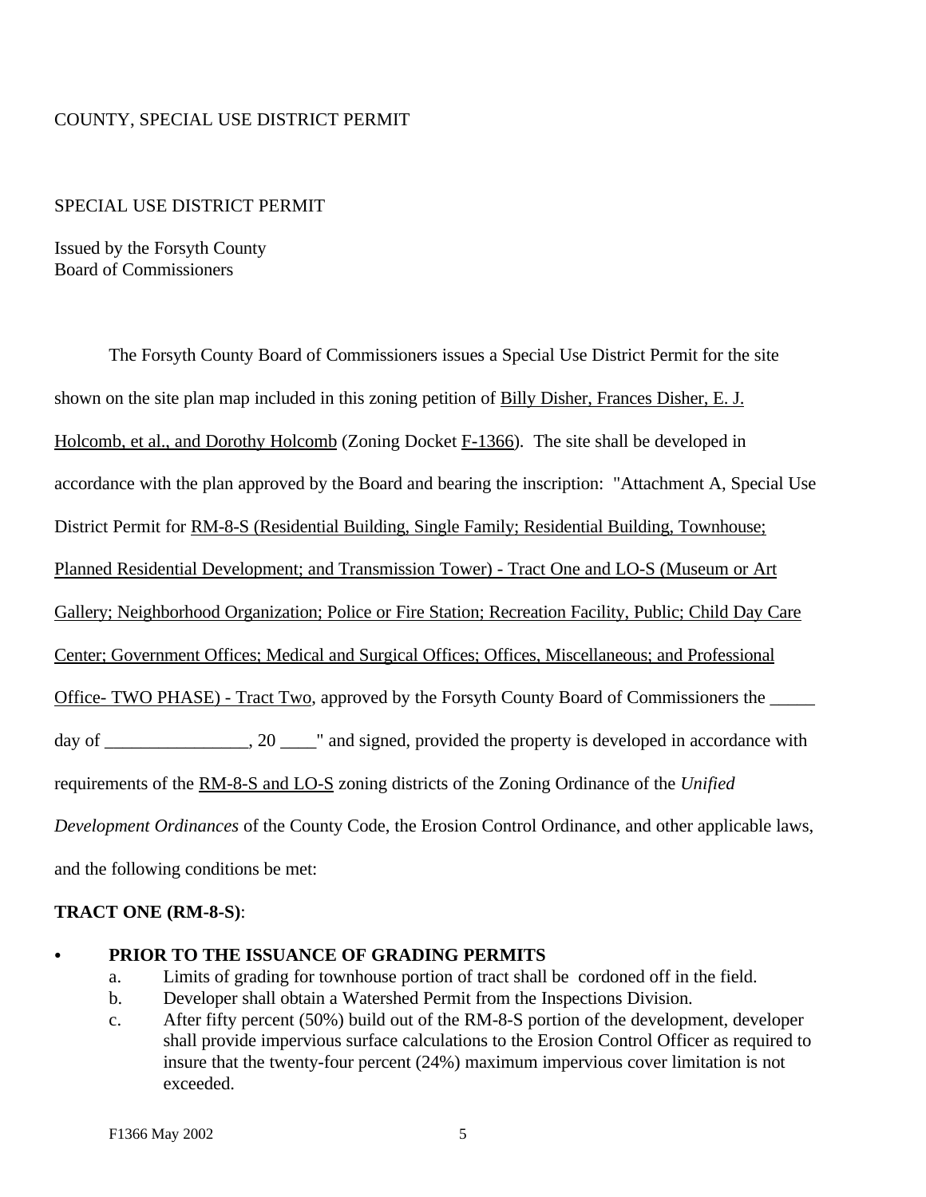COUNTY, SPECIAL USE DISTRICT PERMIT

SPECIAL USE DISTRICT PERMIT

Issued by the Forsyth County
Board of Commissioners

The Forsyth County Board of Commissioners issues a Special Use District Permit for the site shown on the site plan map included in this zoning petition of Billy Disher, Frances Disher, E. J. Holcomb, et al., and Dorothy Holcomb (Zoning Docket F-1366). The site shall be developed in accordance with the plan approved by the Board and bearing the inscription: "Attachment A, Special Use District Permit for RM-8-S (Residential Building, Single Family; Residential Building, Townhouse; Planned Residential Development; and Transmission Tower) - Tract One and LO-S (Museum or Art Gallery; Neighborhood Organization; Police or Fire Station; Recreation Facility, Public; Child Day Care Center; Government Offices; Medical and Surgical Offices; Offices, Miscellaneous; and Professional Office- TWO PHASE) - Tract Two, approved by the Forsyth County Board of Commissioners the _____ day of ________________, 20 ____" and signed, provided the property is developed in accordance with requirements of the RM-8-S and LO-S zoning districts of the Zoning Ordinance of the *Unified Development Ordinances* of the County Code, the Erosion Control Ordinance, and other applicable laws, and the following conditions be met:

**TRACT ONE (RM-8-S)**:

- **PRIOR TO THE ISSUANCE OF GRADING PERMITS**
  a. Limits of grading for townhouse portion of tract shall be cordoned off in the field.
  b. Developer shall obtain a Watershed Permit from the Inspections Division.
  c. After fifty percent (50%) build out of the RM-8-S portion of the development, developer shall provide impervious surface calculations to the Erosion Control Officer as required to insure that the twenty-four percent (24%) maximum impervious cover limitation is not exceeded.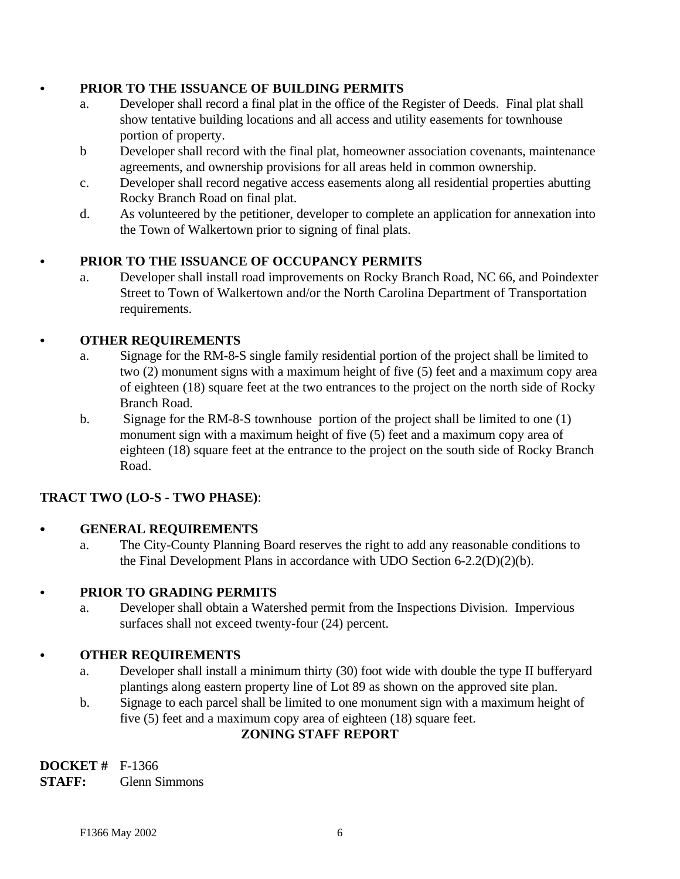- **PRIOR TO THE ISSUANCE OF BUILDING PERMITS**
  - a. Developer shall record a final plat in the office of the Register of Deeds. Final plat shall show tentative building locations and all access and utility easements for townhouse portion of property.
  - b Developer shall record with the final plat, homeowner association covenants, maintenance agreements, and ownership provisions for all areas held in common ownership.
  - c. Developer shall record negative access easements along all residential properties abutting Rocky Branch Road on final plat.
  - d. As volunteered by the petitioner, developer to complete an application for annexation into the Town of Walkertown prior to signing of final plats.

- **PRIOR TO THE ISSUANCE OF OCCUPANCY PERMITS**
  - a. Developer shall install road improvements on Rocky Branch Road, NC 66, and Poindexter Street to Town of Walkertown and/or the North Carolina Department of Transportation requirements.

- **OTHER REQUIREMENTS**
  - a. Signage for the RM-8-S single family residential portion of the project shall be limited to two (2) monument signs with a maximum height of five (5) feet and a maximum copy area of eighteen (18) square feet at the two entrances to the project on the north side of Rocky Branch Road.
  - b. Signage for the RM-8-S townhouse portion of the project shall be limited to one (1) monument sign with a maximum height of five (5) feet and a maximum copy area of eighteen (18) square feet at the entrance to the project on the south side of Rocky Branch Road.

**TRACT TWO (LO-S - TWO PHASE)**:

- **GENERAL REQUIREMENTS**
  - a. The City-County Planning Board reserves the right to add any reasonable conditions to the Final Development Plans in accordance with UDO Section 6-2.2(D)(2)(b).

- **PRIOR TO GRADING PERMITS**
  - a. Developer shall obtain a Watershed permit from the Inspections Division. Impervious surfaces shall not exceed twenty-four (24) percent.

- **OTHER REQUIREMENTS**
  - a. Developer shall install a minimum thirty (30) foot wide with double the type II bufferyard plantings along eastern property line of Lot 89 as shown on the approved site plan.
  - b. Signage to each parcel shall be limited to one monument sign with a maximum height of five (5) feet and a maximum copy area of eighteen (18) square feet.

## ZONING STAFF REPORT

**DOCKET #** F-1366
**STAFF:** Glenn Simmons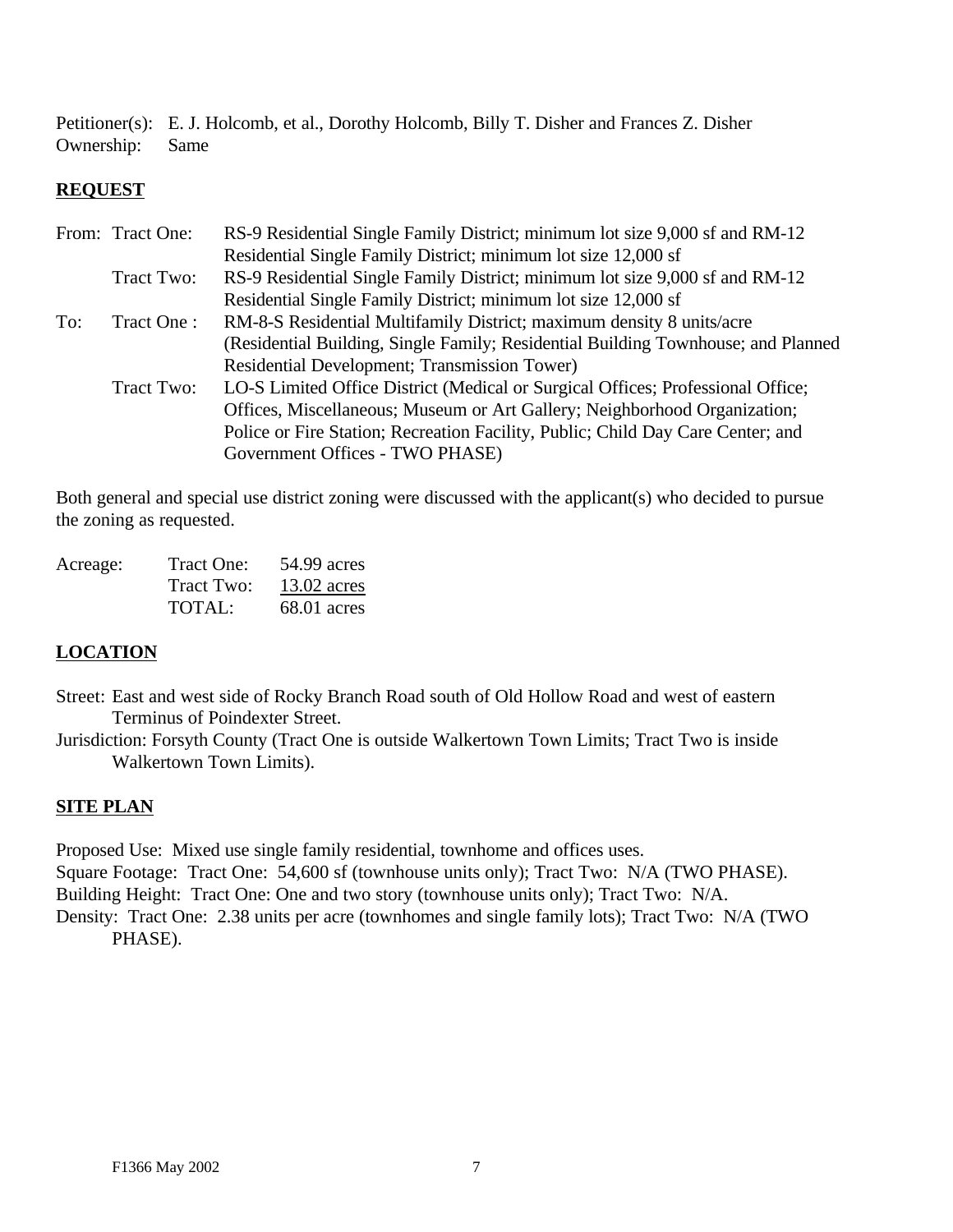Petitioner(s): E. J. Holcomb, et al., Dorothy Holcomb, Billy T. Disher and Frances Z. Disher
Ownership: Same

## REQUEST

| | | |
|---|---|---|
| From: | Tract One: | RS-9 Residential Single Family District; minimum lot size 9,000 sf and RM-12 Residential Single Family District; minimum lot size 12,000 sf |
| | Tract Two: | RS-9 Residential Single Family District; minimum lot size 9,000 sf and RM-12 Residential Single Family District; minimum lot size 12,000 sf |
| To: | Tract One : | RM-8-S Residential Multifamily District; maximum density 8 units/acre (Residential Building, Single Family; Residential Building Townhouse; and Planned Residential Development; Transmission Tower) |
| | Tract Two: | LO-S Limited Office District (Medical or Surgical Offices; Professional Office; Offices, Miscellaneous; Museum or Art Gallery; Neighborhood Organization; Police or Fire Station; Recreation Facility, Public; Child Day Care Center; and Government Offices - TWO PHASE) |

Both general and special use district zoning were discussed with the applicant(s) who decided to pursue the zoning as requested.

| Acreage: | Tract One: | 54.99 acres |
|---|---|---|
| | Tract Two: | 13.02 acres |
| | TOTAL: | 68.01 acres |

## LOCATION

Street: East and west side of Rocky Branch Road south of Old Hollow Road and west of eastern Terminus of Poindexter Street.

Jurisdiction: Forsyth County (Tract One is outside Walkertown Town Limits; Tract Two is inside Walkertown Town Limits).

## SITE PLAN

Proposed Use: Mixed use single family residential, townhome and offices uses.

Square Footage: Tract One: 54,600 sf (townhouse units only); Tract Two: N/A (TWO PHASE).

Building Height: Tract One: One and two story (townhouse units only); Tract Two: N/A.

Density: Tract One: 2.38 units per acre (townhomes and single family lots); Tract Two: N/A (TWO PHASE).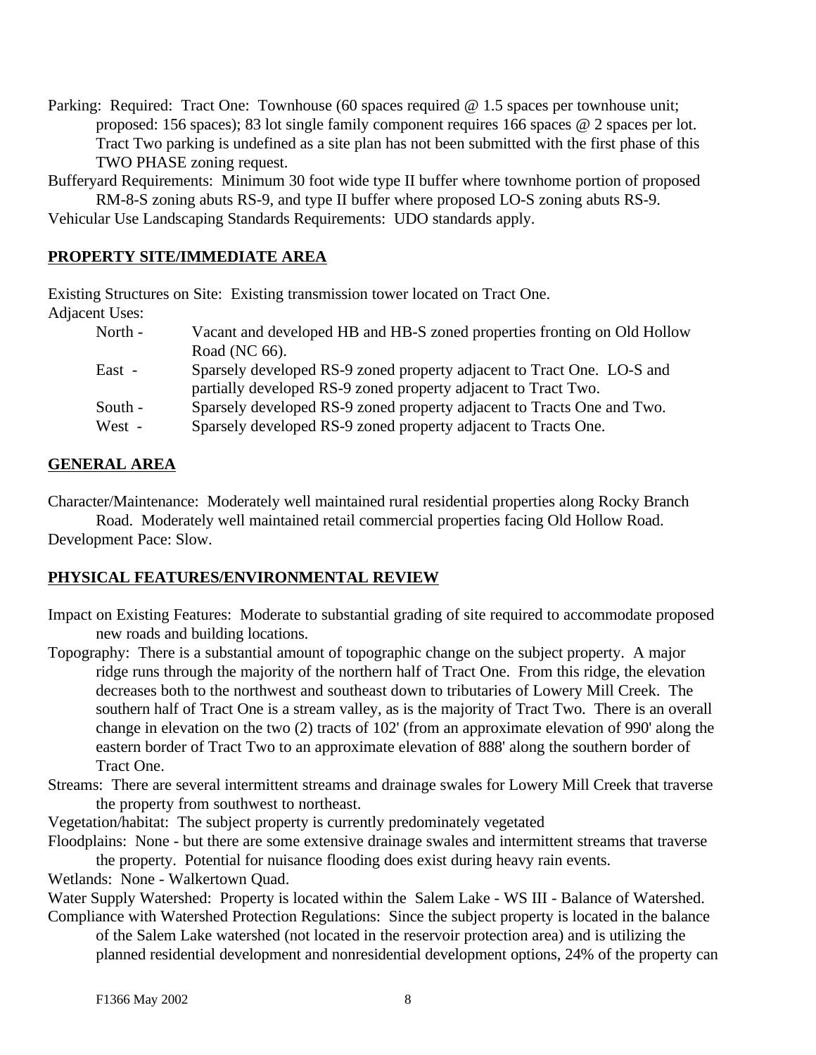Parking: Required: Tract One: Townhouse (60 spaces required @ 1.5 spaces per townhouse unit; proposed: 156 spaces); 83 lot single family component requires 166 spaces @ 2 spaces per lot. Tract Two parking is undefined as a site plan has not been submitted with the first phase of this TWO PHASE zoning request.

Bufferyard Requirements: Minimum 30 foot wide type II buffer where townhome portion of proposed RM-8-S zoning abuts RS-9, and type II buffer where proposed LO-S zoning abuts RS-9.

Vehicular Use Landscaping Standards Requirements: UDO standards apply.

## PROPERTY SITE/IMMEDIATE AREA

Existing Structures on Site: Existing transmission tower located on Tract One.

Adjacent Uses:

| | |
|---|---|
| North - | Vacant and developed HB and HB-S zoned properties fronting on Old Hollow Road (NC 66). |
| East - | Sparsely developed RS-9 zoned property adjacent to Tract One. LO-S and partially developed RS-9 zoned property adjacent to Tract Two. |
| South - | Sparsely developed RS-9 zoned property adjacent to Tracts One and Two. |
| West - | Sparsely developed RS-9 zoned property adjacent to Tracts One. |

## GENERAL AREA

Character/Maintenance: Moderately well maintained rural residential properties along Rocky Branch Road. Moderately well maintained retail commercial properties facing Old Hollow Road.

Development Pace: Slow.

## PHYSICAL FEATURES/ENVIRONMENTAL REVIEW

Impact on Existing Features: Moderate to substantial grading of site required to accommodate proposed new roads and building locations.

Topography: There is a substantial amount of topographic change on the subject property. A major ridge runs through the majority of the northern half of Tract One. From this ridge, the elevation decreases both to the northwest and southeast down to tributaries of Lowery Mill Creek. The southern half of Tract One is a stream valley, as is the majority of Tract Two. There is an overall change in elevation on the two (2) tracts of 102' (from an approximate elevation of 990' along the eastern border of Tract Two to an approximate elevation of 888' along the southern border of Tract One.

Streams: There are several intermittent streams and drainage swales for Lowery Mill Creek that traverse the property from southwest to northeast.

Vegetation/habitat: The subject property is currently predominately vegetated

Floodplains: None - but there are some extensive drainage swales and intermittent streams that traverse the property. Potential for nuisance flooding does exist during heavy rain events.

Wetlands: None - Walkertown Quad.

Water Supply Watershed: Property is located within the Salem Lake - WS III - Balance of Watershed.

Compliance with Watershed Protection Regulations: Since the subject property is located in the balance of the Salem Lake watershed (not located in the reservoir protection area) and is utilizing the planned residential development and nonresidential development options, 24% of the property can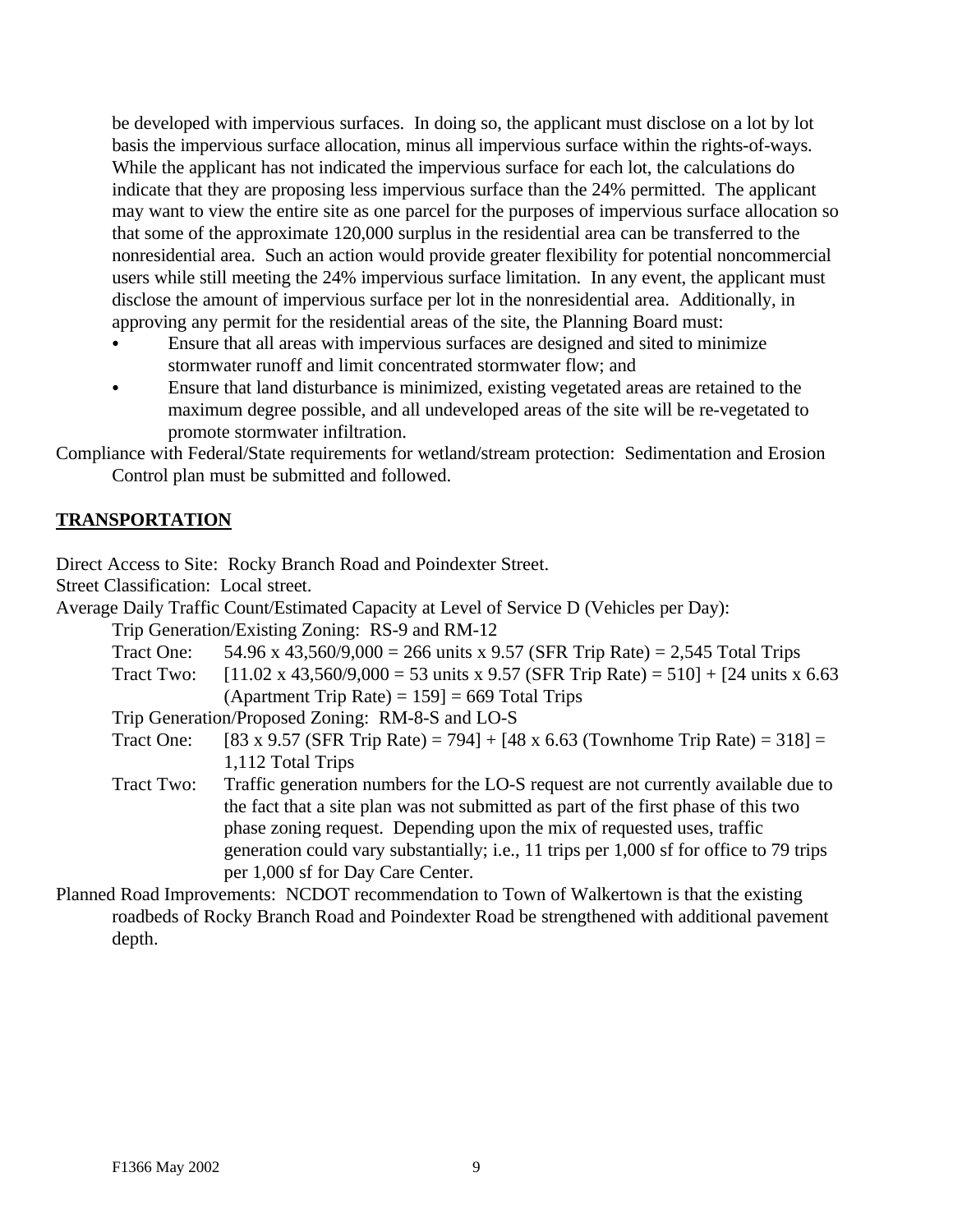be developed with impervious surfaces. In doing so, the applicant must disclose on a lot by lot basis the impervious surface allocation, minus all impervious surface within the rights-of-ways. While the applicant has not indicated the impervious surface for each lot, the calculations do indicate that they are proposing less impervious surface than the 24% permitted. The applicant may want to view the entire site as one parcel for the purposes of impervious surface allocation so that some of the approximate 120,000 surplus in the residential area can be transferred to the nonresidential area. Such an action would provide greater flexibility for potential noncommercial users while still meeting the 24% impervious surface limitation. In any event, the applicant must disclose the amount of impervious surface per lot in the nonresidential area. Additionally, in approving any permit for the residential areas of the site, the Planning Board must:

- Ensure that all areas with impervious surfaces are designed and sited to minimize stormwater runoff and limit concentrated stormwater flow; and
- Ensure that land disturbance is minimized, existing vegetated areas are retained to the maximum degree possible, and all undeveloped areas of the site will be re-vegetated to promote stormwater infiltration.

Compliance with Federal/State requirements for wetland/stream protection: Sedimentation and Erosion Control plan must be submitted and followed.

## TRANSPORTATION

Direct Access to Site: Rocky Branch Road and Poindexter Street.

Street Classification: Local street.

Average Daily Traffic Count/Estimated Capacity at Level of Service D (Vehicles per Day):

Trip Generation/Existing Zoning: RS-9 and RM-12

Tract One: 54.96 x 43,560/9,000 = 266 units x 9.57 (SFR Trip Rate) = 2,545 Total Trips

Tract Two: [11.02 x 43,560/9,000 = 53 units x 9.57 (SFR Trip Rate) = 510] + [24 units x 6.63 (Apartment Trip Rate) = 159] = 669 Total Trips

Trip Generation/Proposed Zoning: RM-8-S and LO-S

Tract One: [83 x 9.57 (SFR Trip Rate) = 794] + [48 x 6.63 (Townhome Trip Rate) = 318] = 1,112 Total Trips

Tract Two: Traffic generation numbers for the LO-S request are not currently available due to the fact that a site plan was not submitted as part of the first phase of this two phase zoning request. Depending upon the mix of requested uses, traffic generation could vary substantially; i.e., 11 trips per 1,000 sf for office to 79 trips per 1,000 sf for Day Care Center.

Planned Road Improvements: NCDOT recommendation to Town of Walkertown is that the existing roadbeds of Rocky Branch Road and Poindexter Road be strengthened with additional pavement depth.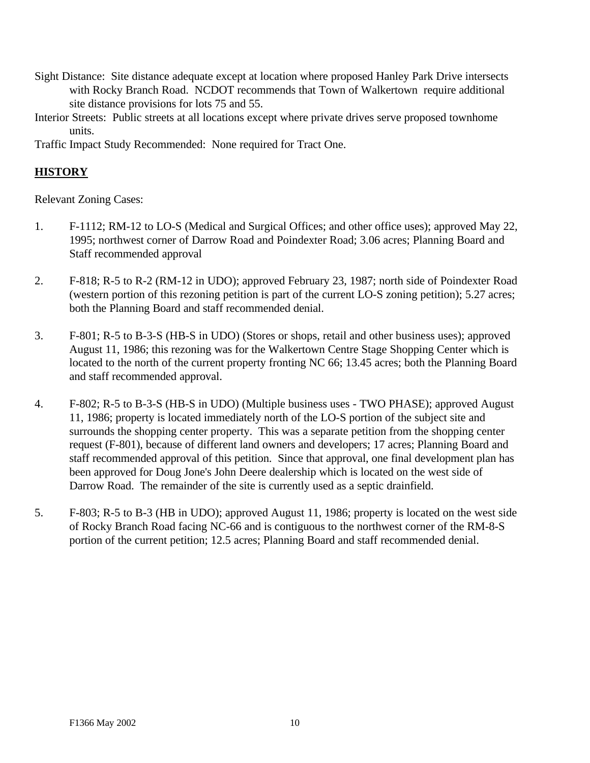Sight Distance: Site distance adequate except at location where proposed Hanley Park Drive intersects with Rocky Branch Road. NCDOT recommends that Town of Walkertown require additional site distance provisions for lots 75 and 55.

Interior Streets: Public streets at all locations except where private drives serve proposed townhome units.

Traffic Impact Study Recommended: None required for Tract One.

## HISTORY

Relevant Zoning Cases:

1. F-1112; RM-12 to LO-S (Medical and Surgical Offices; and other office uses); approved May 22, 1995; northwest corner of Darrow Road and Poindexter Road; 3.06 acres; Planning Board and Staff recommended approval

2. F-818; R-5 to R-2 (RM-12 in UDO); approved February 23, 1987; north side of Poindexter Road (western portion of this rezoning petition is part of the current LO-S zoning petition); 5.27 acres; both the Planning Board and staff recommended denial.

3. F-801; R-5 to B-3-S (HB-S in UDO) (Stores or shops, retail and other business uses); approved August 11, 1986; this rezoning was for the Walkertown Centre Stage Shopping Center which is located to the north of the current property fronting NC 66; 13.45 acres; both the Planning Board and staff recommended approval.

4. F-802; R-5 to B-3-S (HB-S in UDO) (Multiple business uses - TWO PHASE); approved August 11, 1986; property is located immediately north of the LO-S portion of the subject site and surrounds the shopping center property. This was a separate petition from the shopping center request (F-801), because of different land owners and developers; 17 acres; Planning Board and staff recommended approval of this petition. Since that approval, one final development plan has been approved for Doug Jone's John Deere dealership which is located on the west side of Darrow Road. The remainder of the site is currently used as a septic drainfield.

5. F-803; R-5 to B-3 (HB in UDO); approved August 11, 1986; property is located on the west side of Rocky Branch Road facing NC-66 and is contiguous to the northwest corner of the RM-8-S portion of the current petition; 12.5 acres; Planning Board and staff recommended denial.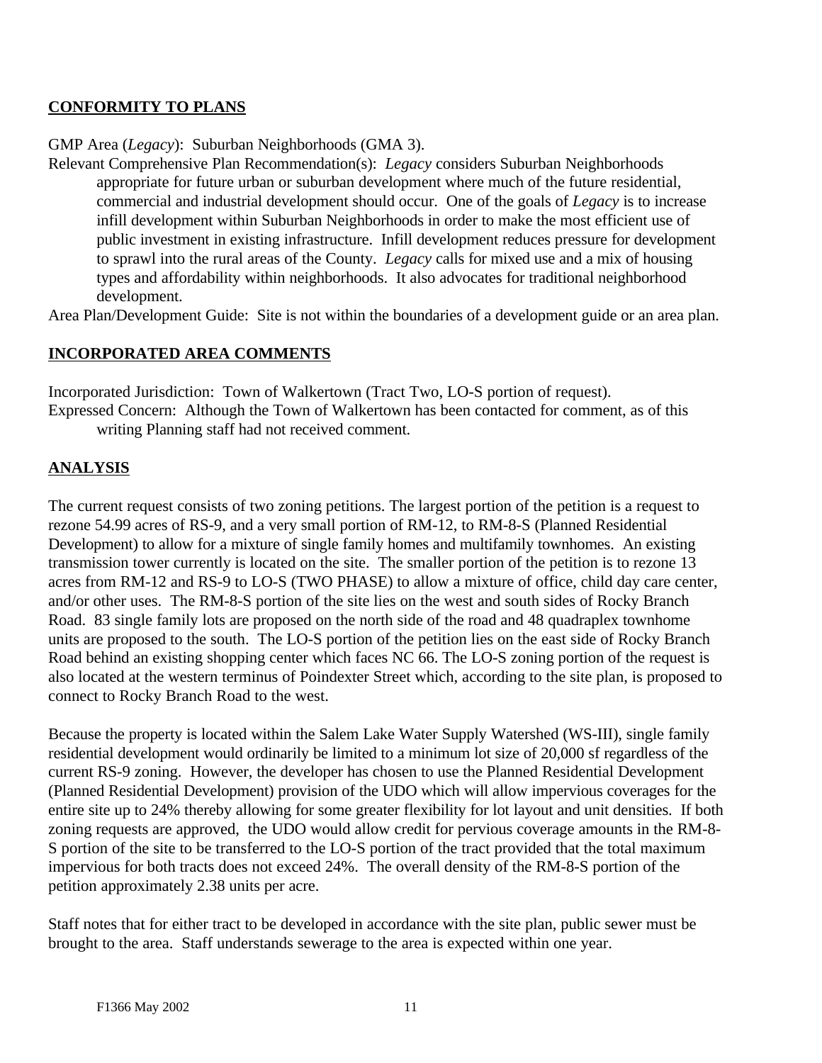## CONFORMITY TO PLANS

GMP Area (*Legacy*): Suburban Neighborhoods (GMA 3).

Relevant Comprehensive Plan Recommendation(s): *Legacy* considers Suburban Neighborhoods appropriate for future urban or suburban development where much of the future residential, commercial and industrial development should occur. One of the goals of *Legacy* is to increase infill development within Suburban Neighborhoods in order to make the most efficient use of public investment in existing infrastructure. Infill development reduces pressure for development to sprawl into the rural areas of the County. *Legacy* calls for mixed use and a mix of housing types and affordability within neighborhoods. It also advocates for traditional neighborhood development.

Area Plan/Development Guide: Site is not within the boundaries of a development guide or an area plan.

## INCORPORATED AREA COMMENTS

Incorporated Jurisdiction: Town of Walkertown (Tract Two, LO-S portion of request).

Expressed Concern: Although the Town of Walkertown has been contacted for comment, as of this writing Planning staff had not received comment.

## ANALYSIS

The current request consists of two zoning petitions. The largest portion of the petition is a request to rezone 54.99 acres of RS-9, and a very small portion of RM-12, to RM-8-S (Planned Residential Development) to allow for a mixture of single family homes and multifamily townhomes. An existing transmission tower currently is located on the site. The smaller portion of the petition is to rezone 13 acres from RM-12 and RS-9 to LO-S (TWO PHASE) to allow a mixture of office, child day care center, and/or other uses. The RM-8-S portion of the site lies on the west and south sides of Rocky Branch Road. 83 single family lots are proposed on the north side of the road and 48 quadraplex townhome units are proposed to the south. The LO-S portion of the petition lies on the east side of Rocky Branch Road behind an existing shopping center which faces NC 66. The LO-S zoning portion of the request is also located at the western terminus of Poindexter Street which, according to the site plan, is proposed to connect to Rocky Branch Road to the west.

Because the property is located within the Salem Lake Water Supply Watershed (WS-III), single family residential development would ordinarily be limited to a minimum lot size of 20,000 sf regardless of the current RS-9 zoning. However, the developer has chosen to use the Planned Residential Development (Planned Residential Development) provision of the UDO which will allow impervious coverages for the entire site up to 24% thereby allowing for some greater flexibility for lot layout and unit densities. If both zoning requests are approved, the UDO would allow credit for pervious coverage amounts in the RM-8-S portion of the site to be transferred to the LO-S portion of the tract provided that the total maximum impervious for both tracts does not exceed 24%. The overall density of the RM-8-S portion of the petition approximately 2.38 units per acre.

Staff notes that for either tract to be developed in accordance with the site plan, public sewer must be brought to the area. Staff understands sewerage to the area is expected within one year.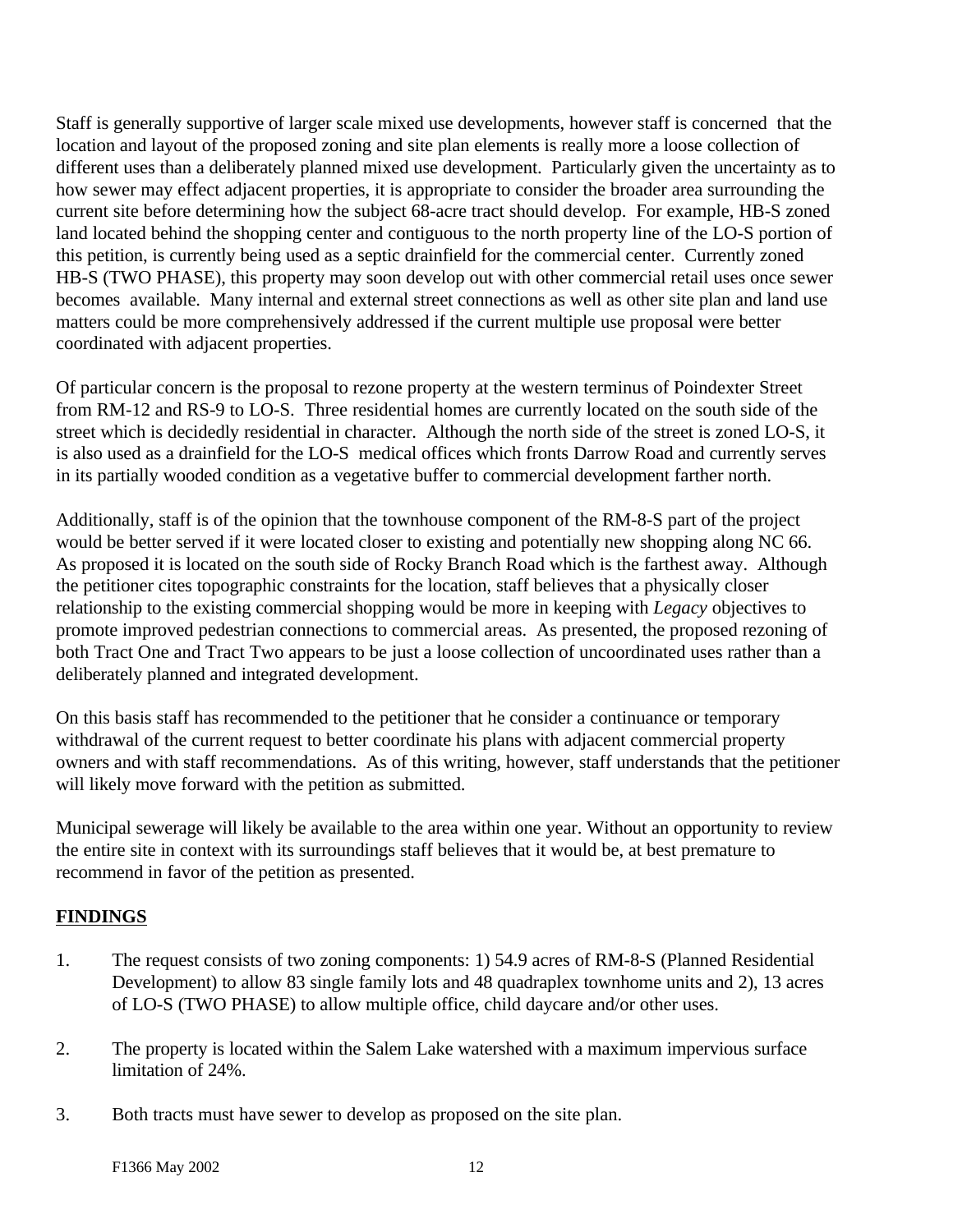Staff is generally supportive of larger scale mixed use developments, however staff is concerned that the location and layout of the proposed zoning and site plan elements is really more a loose collection of different uses than a deliberately planned mixed use development. Particularly given the uncertainty as to how sewer may effect adjacent properties, it is appropriate to consider the broader area surrounding the current site before determining how the subject 68-acre tract should develop. For example, HB-S zoned land located behind the shopping center and contiguous to the north property line of the LO-S portion of this petition, is currently being used as a septic drainfield for the commercial center. Currently zoned HB-S (TWO PHASE), this property may soon develop out with other commercial retail uses once sewer becomes available. Many internal and external street connections as well as other site plan and land use matters could be more comprehensively addressed if the current multiple use proposal were better coordinated with adjacent properties.

Of particular concern is the proposal to rezone property at the western terminus of Poindexter Street from RM-12 and RS-9 to LO-S. Three residential homes are currently located on the south side of the street which is decidedly residential in character. Although the north side of the street is zoned LO-S, it is also used as a drainfield for the LO-S medical offices which fronts Darrow Road and currently serves in its partially wooded condition as a vegetative buffer to commercial development farther north.

Additionally, staff is of the opinion that the townhouse component of the RM-8-S part of the project would be better served if it were located closer to existing and potentially new shopping along NC 66. As proposed it is located on the south side of Rocky Branch Road which is the farthest away. Although the petitioner cites topographic constraints for the location, staff believes that a physically closer relationship to the existing commercial shopping would be more in keeping with *Legacy* objectives to promote improved pedestrian connections to commercial areas. As presented, the proposed rezoning of both Tract One and Tract Two appears to be just a loose collection of uncoordinated uses rather than a deliberately planned and integrated development.

On this basis staff has recommended to the petitioner that he consider a continuance or temporary withdrawal of the current request to better coordinate his plans with adjacent commercial property owners and with staff recommendations. As of this writing, however, staff understands that the petitioner will likely move forward with the petition as submitted.

Municipal sewerage will likely be available to the area within one year. Without an opportunity to review the entire site in context with its surroundings staff believes that it would be, at best premature to recommend in favor of the petition as presented.

## FINDINGS

1. The request consists of two zoning components: 1) 54.9 acres of RM-8-S (Planned Residential Development) to allow 83 single family lots and 48 quadraplex townhome units and 2), 13 acres of LO-S (TWO PHASE) to allow multiple office, child daycare and/or other uses.

2. The property is located within the Salem Lake watershed with a maximum impervious surface limitation of 24%.

3. Both tracts must have sewer to develop as proposed on the site plan.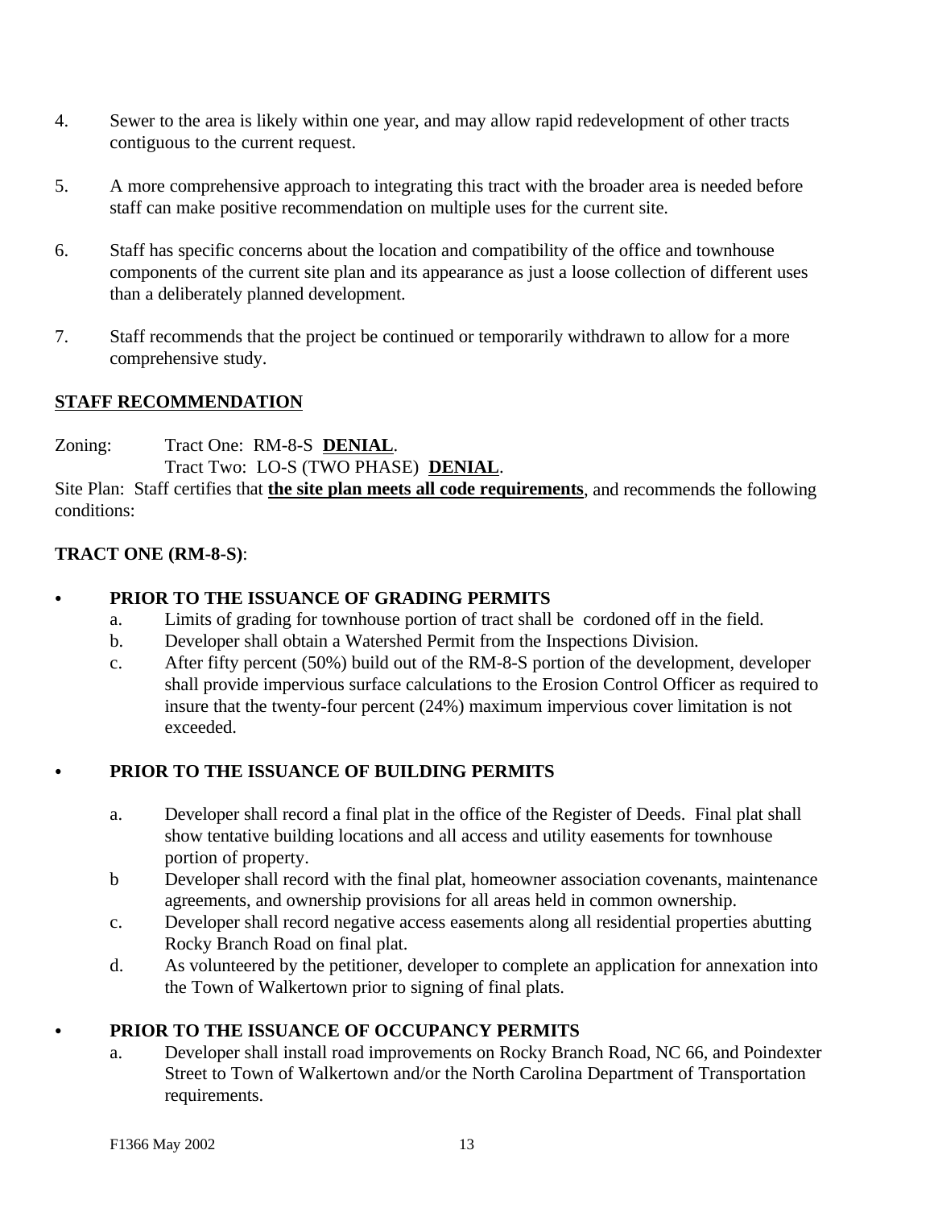4. Sewer to the area is likely within one year, and may allow rapid redevelopment of other tracts contiguous to the current request.

5. A more comprehensive approach to integrating this tract with the broader area is needed before staff can make positive recommendation on multiple uses for the current site.

6. Staff has specific concerns about the location and compatibility of the office and townhouse components of the current site plan and its appearance as just a loose collection of different uses than a deliberately planned development.

7. Staff recommends that the project be continued or temporarily withdrawn to allow for a more comprehensive study.

## STAFF RECOMMENDATION

Zoning: Tract One: RM-8-S **DENIAL**.
Tract Two: LO-S (TWO PHASE) **DENIAL**.

Site Plan: Staff certifies that **the site plan meets all code requirements**, and recommends the following conditions:

**TRACT ONE (RM-8-S)**:

- **PRIOR TO THE ISSUANCE OF GRADING PERMITS**
  a. Limits of grading for townhouse portion of tract shall be cordoned off in the field.
  b. Developer shall obtain a Watershed Permit from the Inspections Division.
  c. After fifty percent (50%) build out of the RM-8-S portion of the development, developer shall provide impervious surface calculations to the Erosion Control Officer as required to insure that the twenty-four percent (24%) maximum impervious cover limitation is not exceeded.

- **PRIOR TO THE ISSUANCE OF BUILDING PERMITS**
  a. Developer shall record a final plat in the office of the Register of Deeds. Final plat shall show tentative building locations and all access and utility easements for townhouse portion of property.
  b Developer shall record with the final plat, homeowner association covenants, maintenance agreements, and ownership provisions for all areas held in common ownership.
  c. Developer shall record negative access easements along all residential properties abutting Rocky Branch Road on final plat.
  d. As volunteered by the petitioner, developer to complete an application for annexation into the Town of Walkertown prior to signing of final plats.

- **PRIOR TO THE ISSUANCE OF OCCUPANCY PERMITS**
  a. Developer shall install road improvements on Rocky Branch Road, NC 66, and Poindexter Street to Town of Walkertown and/or the North Carolina Department of Transportation requirements.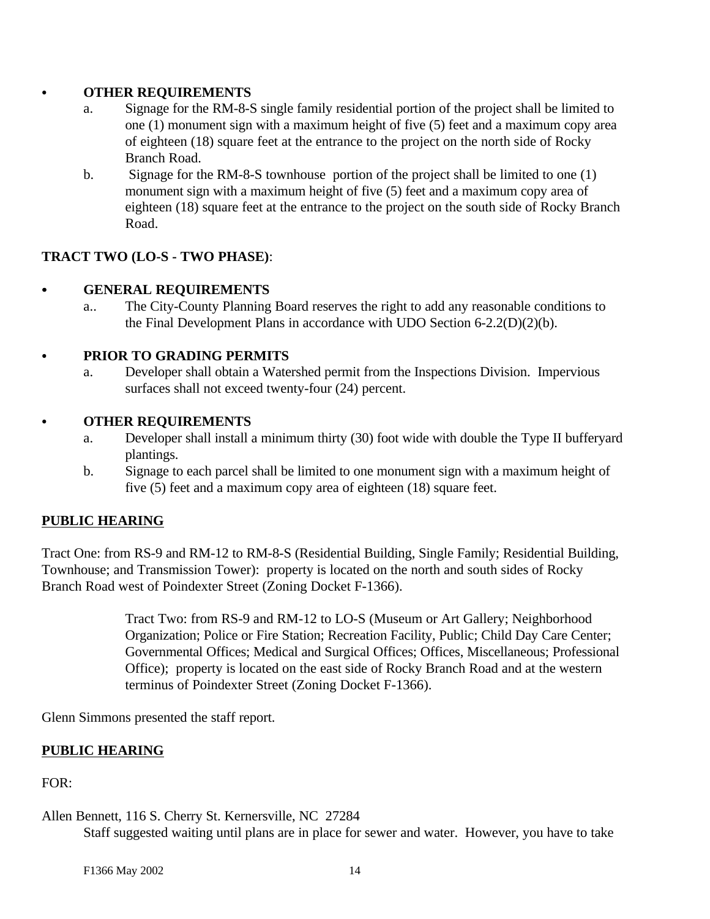- **OTHER REQUIREMENTS**
  a. Signage for the RM-8-S single family residential portion of the project shall be limited to one (1) monument sign with a maximum height of five (5) feet and a maximum copy area of eighteen (18) square feet at the entrance to the project on the north side of Rocky Branch Road.
  b. Signage for the RM-8-S townhouse portion of the project shall be limited to one (1) monument sign with a maximum height of five (5) feet and a maximum copy area of eighteen (18) square feet at the entrance to the project on the south side of Rocky Branch Road.

**TRACT TWO (LO-S - TWO PHASE)**:

- **GENERAL REQUIREMENTS**
  a.. The City-County Planning Board reserves the right to add any reasonable conditions to the Final Development Plans in accordance with UDO Section 6-2.2(D)(2)(b).

- **PRIOR TO GRADING PERMITS**
  a. Developer shall obtain a Watershed permit from the Inspections Division. Impervious surfaces shall not exceed twenty-four (24) percent.

- **OTHER REQUIREMENTS**
  a. Developer shall install a minimum thirty (30) foot wide with double the Type II bufferyard plantings.
  b. Signage to each parcel shall be limited to one monument sign with a maximum height of five (5) feet and a maximum copy area of eighteen (18) square feet.

**PUBLIC HEARING**

Tract One: from RS-9 and RM-12 to RM-8-S (Residential Building, Single Family; Residential Building, Townhouse; and Transmission Tower): property is located on the north and south sides of Rocky Branch Road west of Poindexter Street (Zoning Docket F-1366).

Tract Two: from RS-9 and RM-12 to LO-S (Museum or Art Gallery; Neighborhood Organization; Police or Fire Station; Recreation Facility, Public; Child Day Care Center; Governmental Offices; Medical and Surgical Offices; Offices, Miscellaneous; Professional Office); property is located on the east side of Rocky Branch Road and at the western terminus of Poindexter Street (Zoning Docket F-1366).

Glenn Simmons presented the staff report.

**PUBLIC HEARING**

FOR:

Allen Bennett, 116 S. Cherry St. Kernersville, NC 27284

Staff suggested waiting until plans are in place for sewer and water. However, you have to take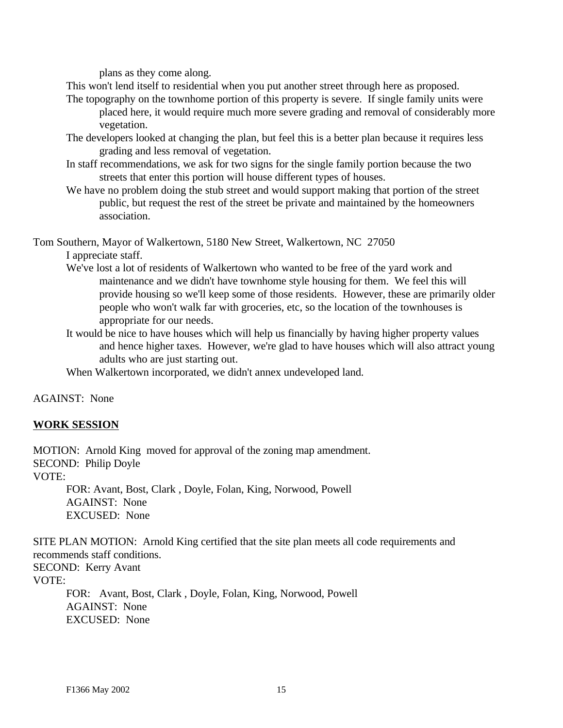plans as they come along.

This won't lend itself to residential when you put another street through here as proposed.

The topography on the townhome portion of this property is severe. If single family units were placed here, it would require much more severe grading and removal of considerably more vegetation.

The developers looked at changing the plan, but feel this is a better plan because it requires less grading and less removal of vegetation.

In staff recommendations, we ask for two signs for the single family portion because the two streets that enter this portion will house different types of houses.

We have no problem doing the stub street and would support making that portion of the street public, but request the rest of the street be private and maintained by the homeowners association.

Tom Southern, Mayor of Walkertown, 5180 New Street, Walkertown, NC 27050

I appreciate staff.

We've lost a lot of residents of Walkertown who wanted to be free of the yard work and maintenance and we didn't have townhome style housing for them. We feel this will provide housing so we'll keep some of those residents. However, these are primarily older people who won't walk far with groceries, etc, so the location of the townhouses is appropriate for our needs.

It would be nice to have houses which will help us financially by having higher property values and hence higher taxes. However, we're glad to have houses which will also attract young adults who are just starting out.

When Walkertown incorporated, we didn't annex undeveloped land.

AGAINST: None

**WORK SESSION**

MOTION: Arnold King moved for approval of the zoning map amendment.
SECOND: Philip Doyle
VOTE:
FOR: Avant, Bost, Clark , Doyle, Folan, King, Norwood, Powell
AGAINST: None
EXCUSED: None

SITE PLAN MOTION: Arnold King certified that the site plan meets all code requirements and recommends staff conditions.
SECOND: Kerry Avant
VOTE:
FOR: Avant, Bost, Clark , Doyle, Folan, King, Norwood, Powell
AGAINST: None
EXCUSED: None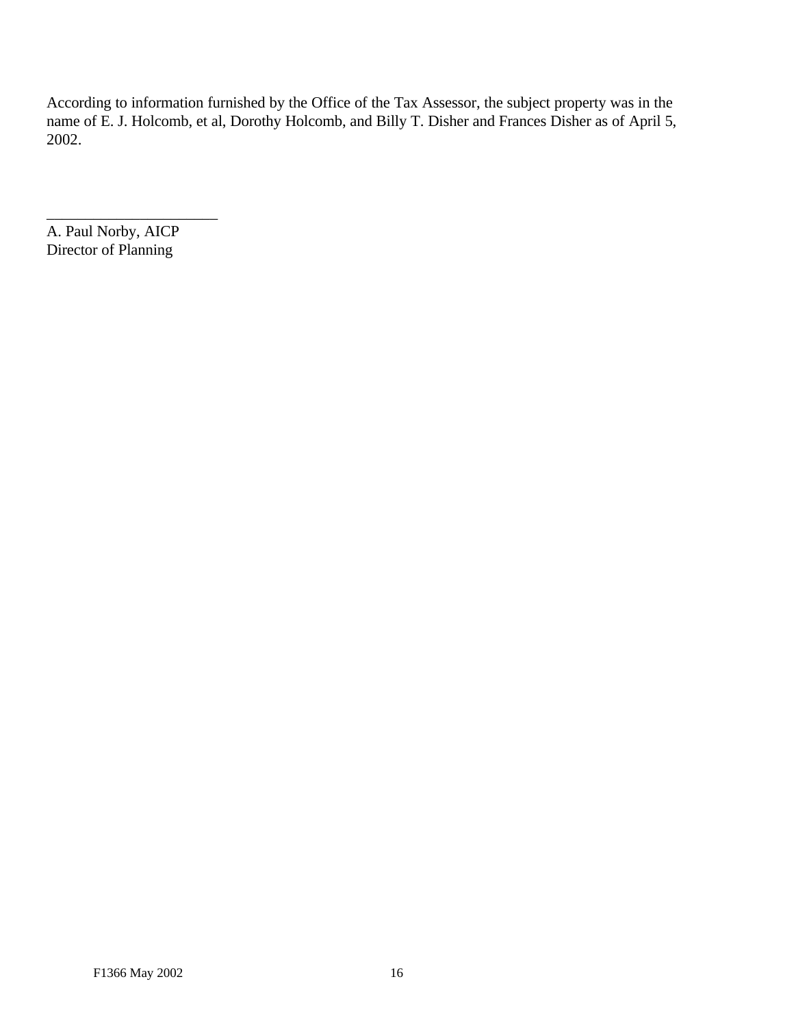According to information furnished by the Office of the Tax Assessor, the subject property was in the name of E. J. Holcomb, et al, Dorothy Holcomb, and Billy T. Disher and Frances Disher as of April 5, 2002.

______________________

A. Paul Norby, AICP
Director of Planning